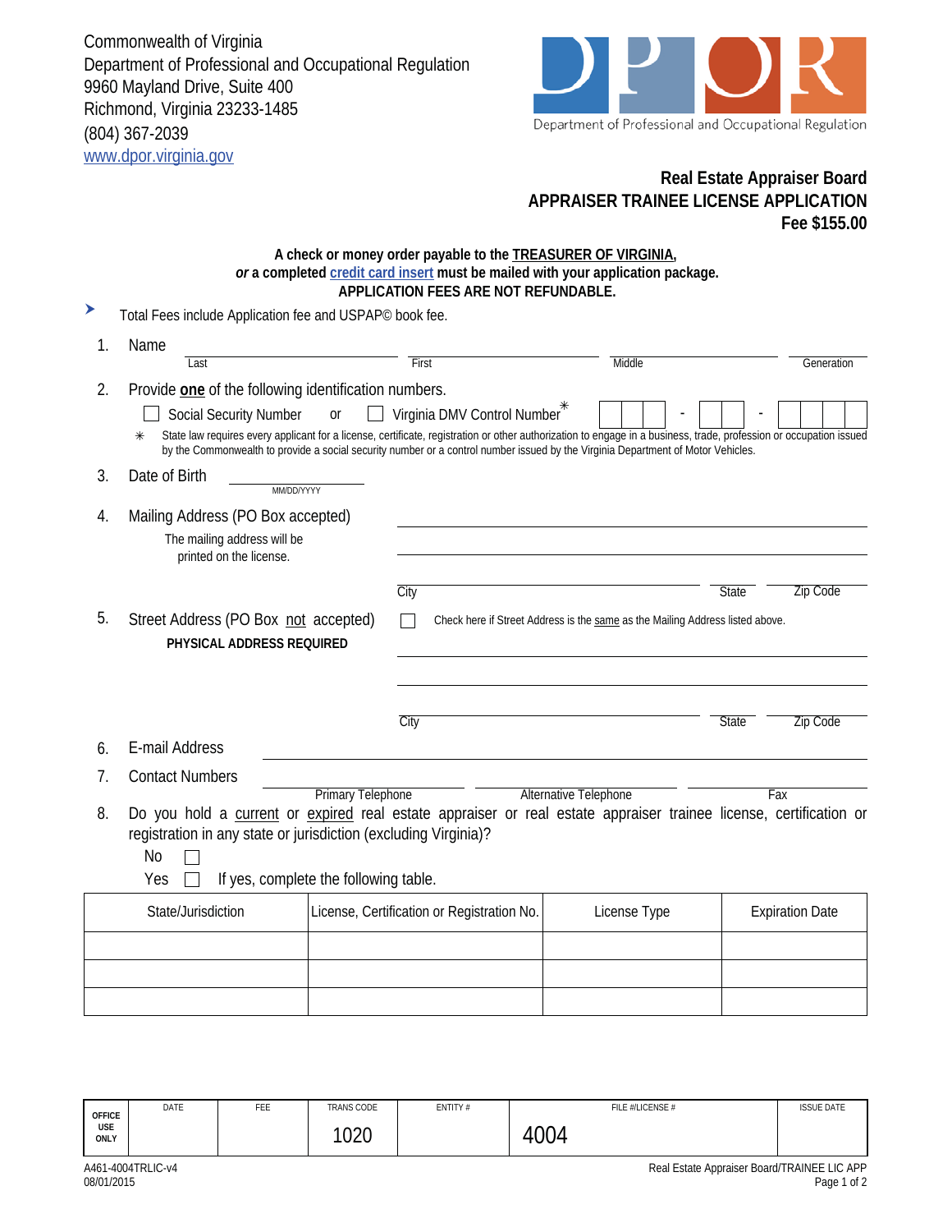Commonwealth of Virginia
Department of Professional and Occupational Regulation
9960 Mayland Drive, Suite 400
Richmond, Virginia 23233-1485
(804) 367-2039
www.dpor.virginia.gov

DPOR — Department of Professional and Occupational Regulation

**Real Estate Appraiser Board**
**APPRAISER TRAINEE LICENSE APPLICATION**
**Fee $155.00**

**A check or money order payable to the TREASURER OF VIRGINIA,**
***or* a completed credit card insert must be mailed with your application package.**
**APPLICATION FEES ARE NOT REFUNDABLE.**

➤ Total Fees include Application fee and USPAP© book fee.

1. Name ______________ Last ______________ First ______________ Middle ______________ Generation

2. Provide **one** of the following identification numbers.
   ☐ Social Security Number or ☐ Virginia DMV Control Number* [ ][ ][ ] - [ ][ ] - [ ][ ][ ][ ]

   * State law requires every applicant for a license, certificate, registration or other authorization to engage in a business, trade, profession or occupation issued by the Commonwealth to provide a social security number or a control number issued by the Virginia Department of Motor Vehicles.

3. Date of Birth ______________ MM/DD/YYYY

4. Mailing Address (PO Box accepted)
   The mailing address will be printed on the license.
   ______________________________
   ______________________________
   City ______________ State ______ Zip Code ______

5. Street Address (PO Box not accepted)
   **PHYSICAL ADDRESS REQUIRED**
   ☐ Check here if Street Address is the same as the Mailing Address listed above.
   ______________________________
   ______________________________
   City ______________ State ______ Zip Code ______

6. E-mail Address ______________________________

7. Contact Numbers ______________ Primary Telephone ______________ Alternative Telephone ______________ Fax

8. Do you hold a current or expired real estate appraiser or real estate appraiser trainee license, certification or registration in any state or jurisdiction (excluding Virginia)?
   No ☐
   Yes ☐ If yes, complete the following table.

| State/Jurisdiction | License, Certification or Registration No. | License Type | Expiration Date |
|---|---|---|---|
| | | | |
| | | | |
| | | | |

| OFFICE USE ONLY | DATE | FEE | TRANS CODE | ENTITY # | FILE #/LICENSE # | ISSUE DATE |
|---|---|---|---|---|---|---|
| | | | 1020 | | 4004 | |

A461-4004TRLIC-v4
08/01/2015

Real Estate Appraiser Board/TRAINEE LIC APP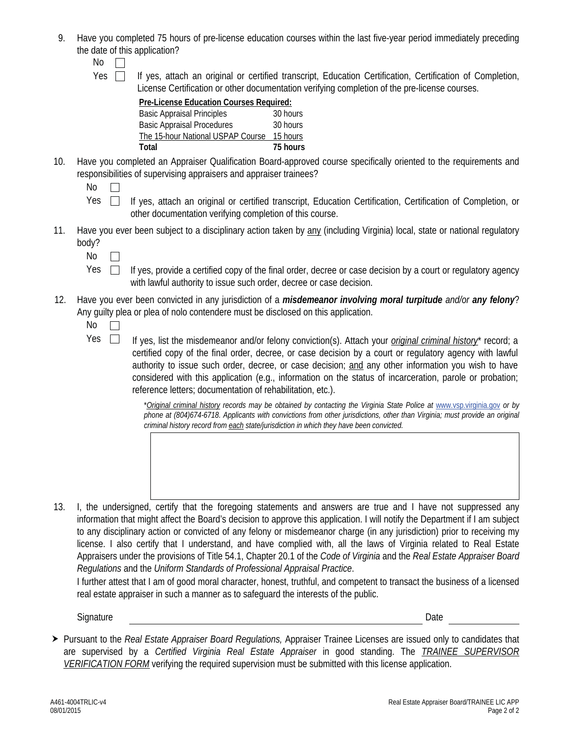9. Have you completed 75 hours of pre-license education courses within the last five-year period immediately preceding the date of this application?

   No ☐

   Yes ☐ If yes, attach an original or certified transcript, Education Certification, Certification of Completion, License Certification or other documentation verifying completion of the pre-license courses.

   | **Pre-License Education Courses Required:** | |
   |---|---|
   | Basic Appraisal Principles | 30 hours |
   | Basic Appraisal Procedures | 30 hours |
   | The 15-hour National USPAP Course | 15 hours |
   | **Total** | **75 hours** |

10. Have you completed an Appraiser Qualification Board-approved course specifically oriented to the requirements and responsibilities of supervising appraisers and appraiser trainees?

    No ☐

    Yes ☐ If yes, attach an original or certified transcript, Education Certification, Certification of Completion, or other documentation verifying completion of this course.

11. Have you ever been subject to a disciplinary action taken by any (including Virginia) local, state or national regulatory body?

    No ☐

    Yes ☐ If yes, provide a certified copy of the final order, decree or case decision by a court or regulatory agency with lawful authority to issue such order, decree or case decision.

12. Have you ever been convicted in any jurisdiction of a ***misdemeanor involving moral turpitude*** *and/or* ***any felony***? Any guilty plea or plea of nolo contendere must be disclosed on this application.

    No ☐

    Yes ☐ If yes, list the misdemeanor and/or felony conviction(s). Attach your *original criminal history** record; a certified copy of the final order, decree, or case decision by a court or regulatory agency with lawful authority to issue such order, decree, or case decision; and any other information you wish to have considered with this application (e.g., information on the status of incarceration, parole or probation; reference letters; documentation of rehabilitation, etc.).

    **Original criminal history records may be obtained by contacting the Virginia State Police at www.vsp.virginia.gov or by phone at (804)674-6718. Applicants with convictions from other jurisdictions, other than Virginia; must provide an original criminal history record from each state/jurisdiction in which they have been convicted.*

13. I, the undersigned, certify that the foregoing statements and answers are true and I have not suppressed any information that might affect the Board's decision to approve this application. I will notify the Department if I am subject to any disciplinary action or convicted of any felony or misdemeanor charge (in any jurisdiction) prior to receiving my license. I also certify that I understand, and have complied with, all the laws of Virginia related to Real Estate Appraisers under the provisions of Title 54.1, Chapter 20.1 of the *Code of Virginia* and the *Real Estate Appraiser Board Regulations* and the *Uniform Standards of Professional Appraisal Practice*.

    I further attest that I am of good moral character, honest, truthful, and competent to transact the business of a licensed real estate appraiser in such a manner as to safeguard the interests of the public.

    Signature ______________________________ Date ______________

- Pursuant to the *Real Estate Appraiser Board Regulations,* Appraiser Trainee Licenses are issued only to candidates that are supervised by a *Certified Virginia Real Estate Appraiser* in good standing. The *TRAINEE SUPERVISOR VERIFICATION FORM* verifying the required supervision must be submitted with this license application.

A461-4004TRLIC-v4
08/01/2015